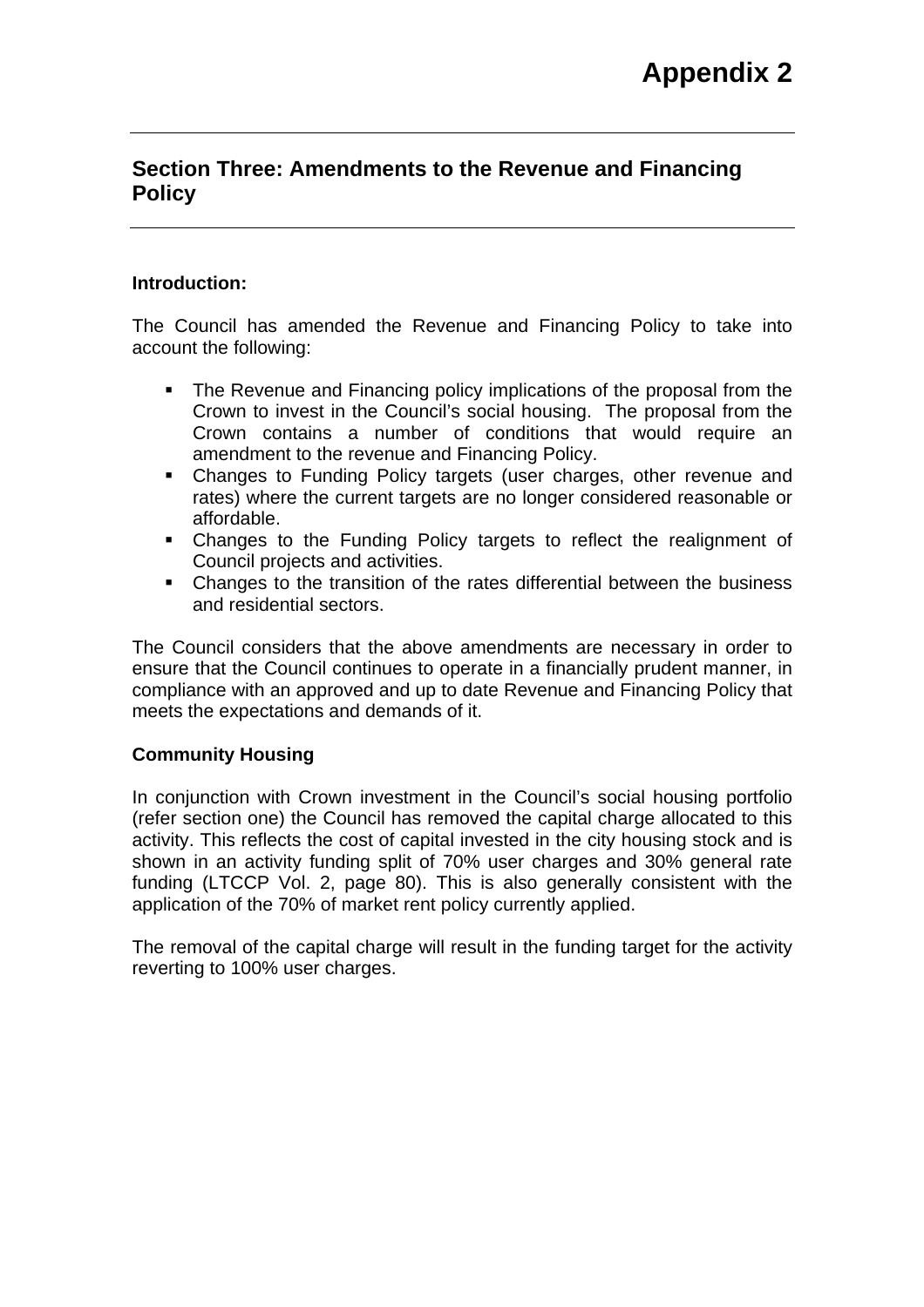# Appendix 2

## Section Three: Amendments to the Revenue and Financing Policy

**Introduction:**

The Council has amended the Revenue and Financing Policy to take into account the following:

- The Revenue and Financing policy implications of the proposal from the Crown to invest in the Council's social housing. The proposal from the Crown contains a number of conditions that would require an amendment to the revenue and Financing Policy.
- Changes to Funding Policy targets (user charges, other revenue and rates) where the current targets are no longer considered reasonable or affordable.
- Changes to the Funding Policy targets to reflect the realignment of Council projects and activities.
- Changes to the transition of the rates differential between the business and residential sectors.

The Council considers that the above amendments are necessary in order to ensure that the Council continues to operate in a financially prudent manner, in compliance with an approved and up to date Revenue and Financing Policy that meets the expectations and demands of it.

**Community Housing**

In conjunction with Crown investment in the Council's social housing portfolio (refer section one) the Council has removed the capital charge allocated to this activity. This reflects the cost of capital invested in the city housing stock and is shown in an activity funding split of 70% user charges and 30% general rate funding (LTCCP Vol. 2, page 80). This is also generally consistent with the application of the 70% of market rent policy currently applied.

The removal of the capital charge will result in the funding target for the activity reverting to 100% user charges.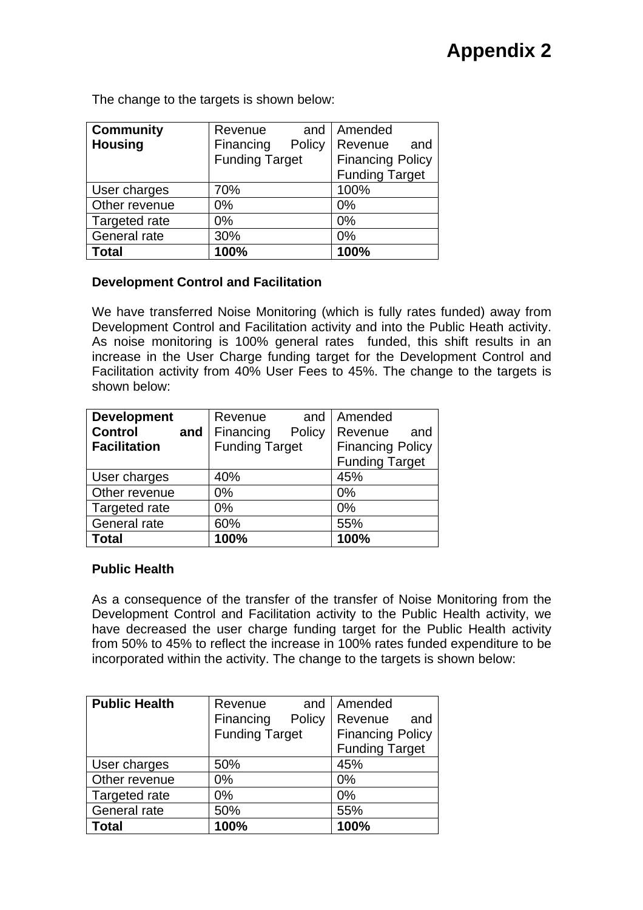# Appendix 2

The change to the targets is shown below:

| **Community Housing** | Revenue and Financing Policy Funding Target | Amended Revenue and Financing Policy Funding Target |
|---|---|---|
| User charges | 70% | 100% |
| Other revenue | 0% | 0% |
| Targeted rate | 0% | 0% |
| General rate | 30% | 0% |
| **Total** | **100%** | **100%** |

**Development Control and Facilitation**

We have transferred Noise Monitoring (which is fully rates funded) away from Development Control and Facilitation activity and into the Public Heath activity. As noise monitoring is 100% general rates funded, this shift results in an increase in the User Charge funding target for the Development Control and Facilitation activity from 40% User Fees to 45%. The change to the targets is shown below:

| **Development Control and Facilitation** | Revenue and Financing Policy Funding Target | Amended Revenue and Financing Policy Funding Target |
|---|---|---|
| User charges | 40% | 45% |
| Other revenue | 0% | 0% |
| Targeted rate | 0% | 0% |
| General rate | 60% | 55% |
| **Total** | **100%** | **100%** |

**Public Health**

As a consequence of the transfer of the transfer of Noise Monitoring from the Development Control and Facilitation activity to the Public Health activity, we have decreased the user charge funding target for the Public Health activity from 50% to 45% to reflect the increase in 100% rates funded expenditure to be incorporated within the activity. The change to the targets is shown below:

| **Public Health** | Revenue and Financing Policy Funding Target | Amended Revenue and Financing Policy Funding Target |
|---|---|---|
| User charges | 50% | 45% |
| Other revenue | 0% | 0% |
| Targeted rate | 0% | 0% |
| General rate | 50% | 55% |
| **Total** | **100%** | **100%** |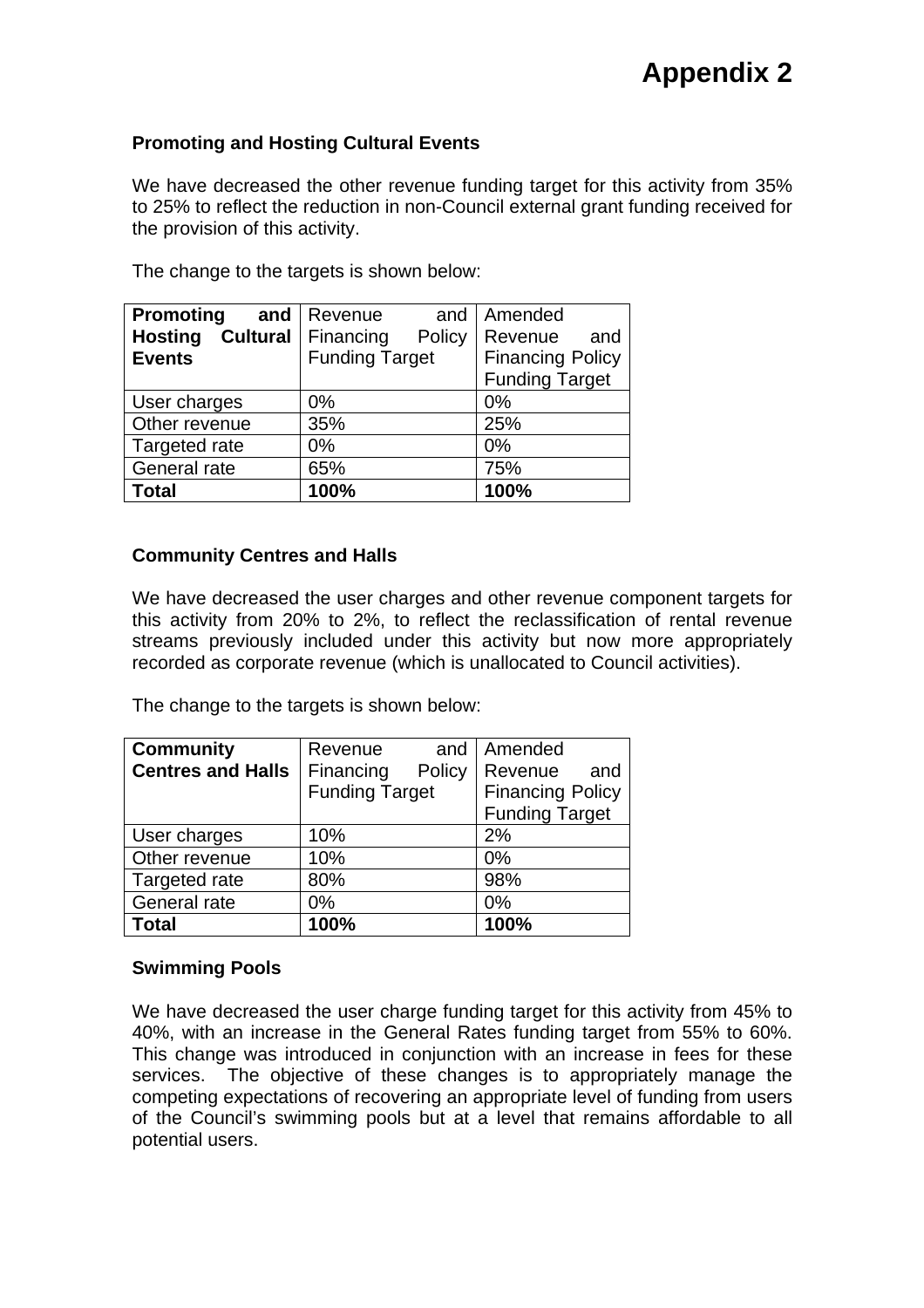# Appendix 2

**Promoting and Hosting Cultural Events**

We have decreased the other revenue funding target for this activity from 35% to 25% to reflect the reduction in non-Council external grant funding received for the provision of this activity.

The change to the targets is shown below:

| **Promoting and Hosting Cultural Events** | Revenue and Financing Policy Funding Target | Amended Revenue and Financing Policy Funding Target |
|---|---|---|
| User charges | 0% | 0% |
| Other revenue | 35% | 25% |
| Targeted rate | 0% | 0% |
| General rate | 65% | 75% |
| **Total** | **100%** | **100%** |

**Community Centres and Halls**

We have decreased the user charges and other revenue component targets for this activity from 20% to 2%, to reflect the reclassification of rental revenue streams previously included under this activity but now more appropriately recorded as corporate revenue (which is unallocated to Council activities).

The change to the targets is shown below:

| **Community Centres and Halls** | Revenue and Financing Policy Funding Target | Amended Revenue and Financing Policy Funding Target |
|---|---|---|
| User charges | 10% | 2% |
| Other revenue | 10% | 0% |
| Targeted rate | 80% | 98% |
| General rate | 0% | 0% |
| **Total** | **100%** | **100%** |

**Swimming Pools**

We have decreased the user charge funding target for this activity from 45% to 40%, with an increase in the General Rates funding target from 55% to 60%. This change was introduced in conjunction with an increase in fees for these services. The objective of these changes is to appropriately manage the competing expectations of recovering an appropriate level of funding from users of the Council's swimming pools but at a level that remains affordable to all potential users.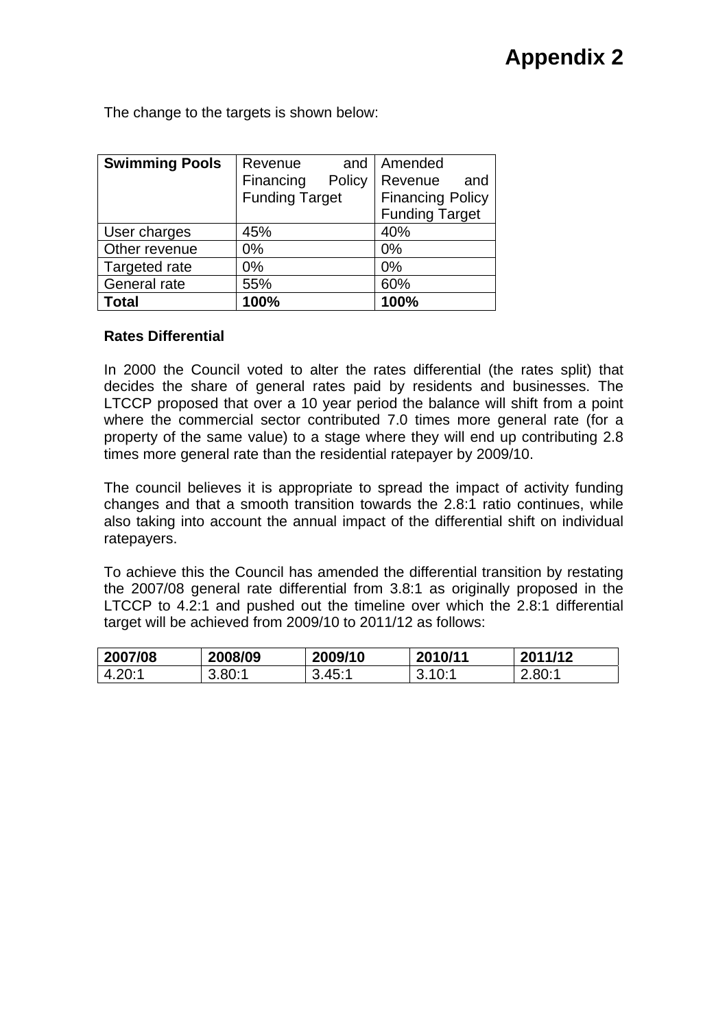# Appendix 2

The change to the targets is shown below:

| **Swimming Pools** | Revenue and Financing Policy Funding Target | Amended Revenue and Financing Policy Funding Target |
|---|---|---|
| User charges | 45% | 40% |
| Other revenue | 0% | 0% |
| Targeted rate | 0% | 0% |
| General rate | 55% | 60% |
| **Total** | **100%** | **100%** |

**Rates Differential**

In 2000 the Council voted to alter the rates differential (the rates split) that decides the share of general rates paid by residents and businesses. The LTCCP proposed that over a 10 year period the balance will shift from a point where the commercial sector contributed 7.0 times more general rate (for a property of the same value) to a stage where they will end up contributing 2.8 times more general rate than the residential ratepayer by 2009/10.

The council believes it is appropriate to spread the impact of activity funding changes and that a smooth transition towards the 2.8:1 ratio continues, while also taking into account the annual impact of the differential shift on individual ratepayers.

To achieve this the Council has amended the differential transition by restating the 2007/08 general rate differential from 3.8:1 as originally proposed in the LTCCP to 4.2:1 and pushed out the timeline over which the 2.8:1 differential target will be achieved from 2009/10 to 2011/12 as follows:

| **2007/08** | **2008/09** | **2009/10** | **2010/11** | **2011/12** |
|---|---|---|---|---|
| 4.20:1 | 3.80:1 | 3.45:1 | 3.10:1 | 2.80:1 |